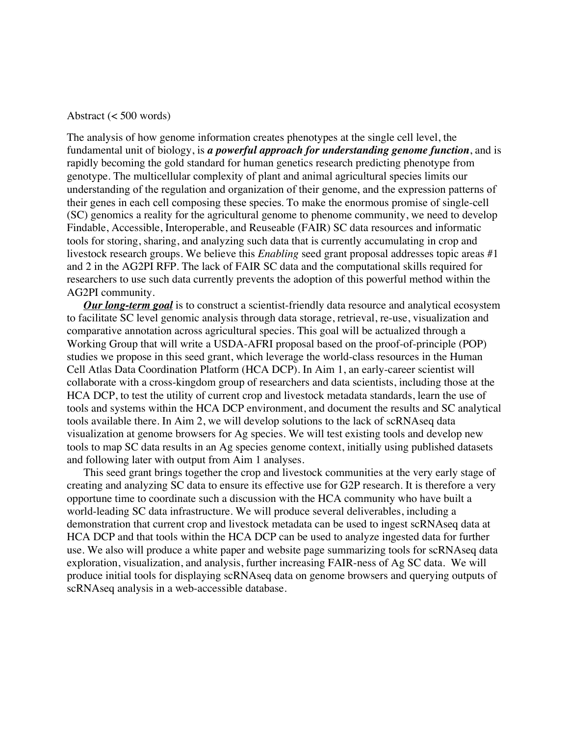Abstract (< 500 words)

The analysis of how genome information creates phenotypes at the single cell level, the fundamental unit of biology, is ***a powerful approach for understanding genome function***, and is rapidly becoming the gold standard for human genetics research predicting phenotype from genotype. The multicellular complexity of plant and animal agricultural species limits our understanding of the regulation and organization of their genome, and the expression patterns of their genes in each cell composing these species. To make the enormous promise of single-cell (SC) genomics a reality for the agricultural genome to phenome community, we need to develop Findable, Accessible, Interoperable, and Reuseable (FAIR) SC data resources and informatic tools for storing, sharing, and analyzing such data that is currently accumulating in crop and livestock research groups. We believe this *Enabling* seed grant proposal addresses topic areas #1 and 2 in the AG2PI RFP. The lack of FAIR SC data and the computational skills required for researchers to use such data currently prevents the adoption of this powerful method within the AG2PI community.

***Our long-term goal*** is to construct a scientist-friendly data resource and analytical ecosystem to facilitate SC level genomic analysis through data storage, retrieval, re-use, visualization and comparative annotation across agricultural species. This goal will be actualized through a Working Group that will write a USDA-AFRI proposal based on the proof-of-principle (POP) studies we propose in this seed grant, which leverage the world-class resources in the Human Cell Atlas Data Coordination Platform (HCA DCP). In Aim 1, an early-career scientist will collaborate with a cross-kingdom group of researchers and data scientists, including those at the HCA DCP, to test the utility of current crop and livestock metadata standards, learn the use of tools and systems within the HCA DCP environment, and document the results and SC analytical tools available there. In Aim 2, we will develop solutions to the lack of scRNAseq data visualization at genome browsers for Ag species. We will test existing tools and develop new tools to map SC data results in an Ag species genome context, initially using published datasets and following later with output from Aim 1 analyses.

This seed grant brings together the crop and livestock communities at the very early stage of creating and analyzing SC data to ensure its effective use for G2P research. It is therefore a very opportune time to coordinate such a discussion with the HCA community who have built a world-leading SC data infrastructure. We will produce several deliverables, including a demonstration that current crop and livestock metadata can be used to ingest scRNAseq data at HCA DCP and that tools within the HCA DCP can be used to analyze ingested data for further use. We also will produce a white paper and website page summarizing tools for scRNAseq data exploration, visualization, and analysis, further increasing FAIR-ness of Ag SC data. We will produce initial tools for displaying scRNAseq data on genome browsers and querying outputs of scRNAseq analysis in a web-accessible database.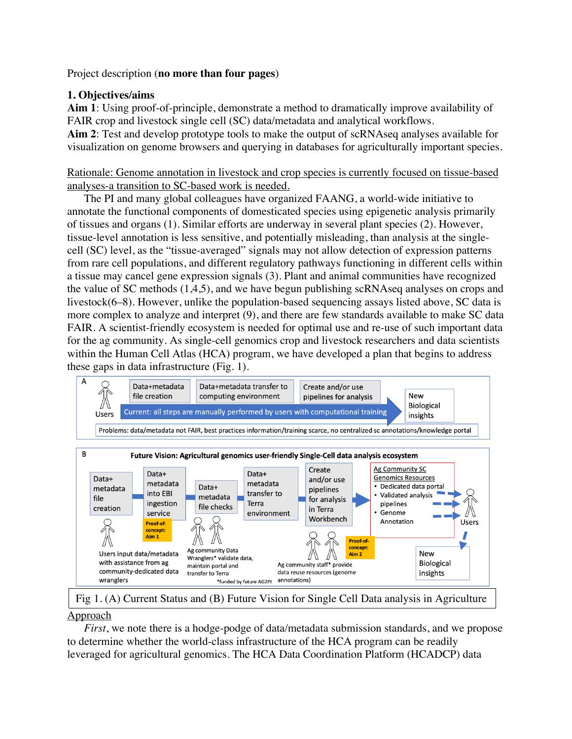Project description (**no more than four pages**)

## 1. Objectives/aims

**Aim 1**: Using proof-of-principle, demonstrate a method to dramatically improve availability of FAIR crop and livestock single cell (SC) data/metadata and analytical workflows.

**Aim 2**: Test and develop prototype tools to make the output of scRNAseq analyses available for visualization on genome browsers and querying in databases for agriculturally important species.

<u>Rationale: Genome annotation in livestock and crop species is currently focused on tissue-based analyses-a transition to SC-based work is needed.</u>

The PI and many global colleagues have organized FAANG, a world-wide initiative to annotate the functional components of domesticated species using epigenetic analysis primarily of tissues and organs (1). Similar efforts are underway in several plant species (2). However, tissue-level annotation is less sensitive, and potentially misleading, than analysis at the single-cell (SC) level, as the "tissue-averaged" signals may not allow detection of expression patterns from rare cell populations, and different regulatory pathways functioning in different cells within a tissue may cancel gene expression signals (3). Plant and animal communities have recognized the value of SC methods (1,4,5), and we have begun publishing scRNAseq analyses on crops and livestock(6–8). However, unlike the population-based sequencing assays listed above, SC data is more complex to analyze and interpret (9), and there are few standards available to make SC data FAIR. A scientist-friendly ecosystem is needed for optimal use and re-use of such important data for the ag community. As single-cell genomics crop and livestock researchers and data scientists within the Human Cell Atlas (HCA) program, we have developed a plan that begins to address these gaps in data infrastructure (Fig. 1).

Fig 1. (A) Current Status and (B) Future Vision for Single Cell Data analysis in Agriculture

<u>Approach</u>

*First*, we note there is a hodge-podge of data/metadata submission standards, and we propose to determine whether the world-class infrastructure of the HCA program can be readily leveraged for agricultural genomics. The HCA Data Coordination Platform (HCADCP) data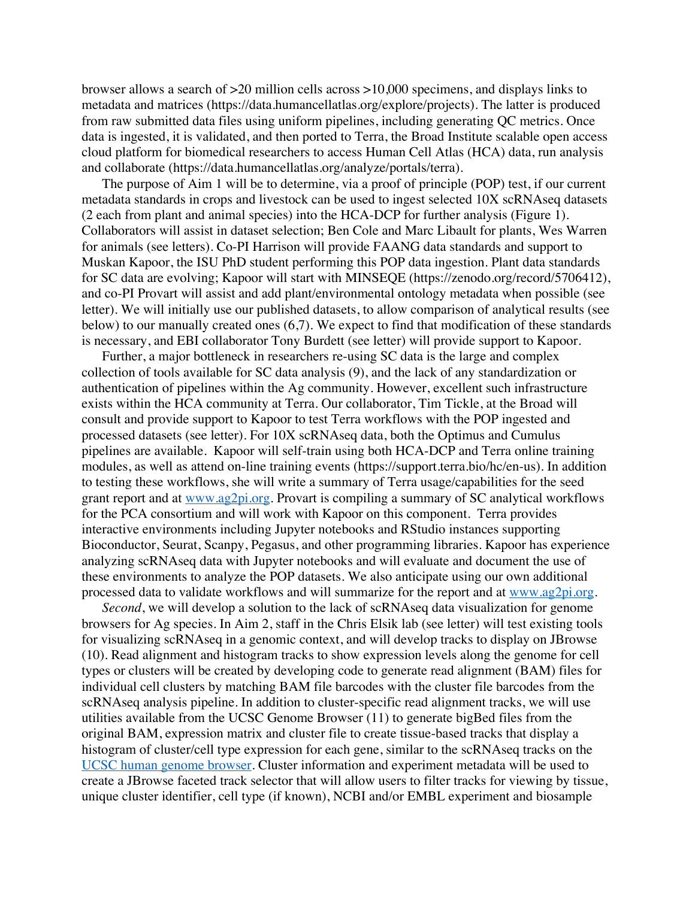browser allows a search of >20 million cells across >10,000 specimens, and displays links to metadata and matrices (https://data.humancellatlas.org/explore/projects). The latter is produced from raw submitted data files using uniform pipelines, including generating QC metrics. Once data is ingested, it is validated, and then ported to Terra, the Broad Institute scalable open access cloud platform for biomedical researchers to access Human Cell Atlas (HCA) data, run analysis and collaborate (https://data.humancellatlas.org/analyze/portals/terra).

The purpose of Aim 1 will be to determine, via a proof of principle (POP) test, if our current metadata standards in crops and livestock can be used to ingest selected 10X scRNAseq datasets (2 each from plant and animal species) into the HCA-DCP for further analysis (Figure 1). Collaborators will assist in dataset selection; Ben Cole and Marc Libault for plants, Wes Warren for animals (see letters). Co-PI Harrison will provide FAANG data standards and support to Muskan Kapoor, the ISU PhD student performing this POP data ingestion. Plant data standards for SC data are evolving; Kapoor will start with MINSEQE (https://zenodo.org/record/5706412), and co-PI Provart will assist and add plant/environmental ontology metadata when possible (see letter). We will initially use our published datasets, to allow comparison of analytical results (see below) to our manually created ones (6,7). We expect to find that modification of these standards is necessary, and EBI collaborator Tony Burdett (see letter) will provide support to Kapoor.

Further, a major bottleneck in researchers re-using SC data is the large and complex collection of tools available for SC data analysis (9), and the lack of any standardization or authentication of pipelines within the Ag community. However, excellent such infrastructure exists within the HCA community at Terra. Our collaborator, Tim Tickle, at the Broad will consult and provide support to Kapoor to test Terra workflows with the POP ingested and processed datasets (see letter). For 10X scRNAseq data, both the Optimus and Cumulus pipelines are available. Kapoor will self-train using both HCA-DCP and Terra online training modules, as well as attend on-line training events (https://support.terra.bio/hc/en-us). In addition to testing these workflows, she will write a summary of Terra usage/capabilities for the seed grant report and at [www.ag2pi.org](www.ag2pi.org). Provart is compiling a summary of SC analytical workflows for the PCA consortium and will work with Kapoor on this component. Terra provides interactive environments including Jupyter notebooks and RStudio instances supporting Bioconductor, Seurat, Scanpy, Pegasus, and other programming libraries. Kapoor has experience analyzing scRNAseq data with Jupyter notebooks and will evaluate and document the use of these environments to analyze the POP datasets. We also anticipate using our own additional processed data to validate workflows and will summarize for the report and at [www.ag2pi.org](www.ag2pi.org).

*Second*, we will develop a solution to the lack of scRNAseq data visualization for genome browsers for Ag species. In Aim 2, staff in the Chris Elsik lab (see letter) will test existing tools for visualizing scRNAseq in a genomic context, and will develop tracks to display on JBrowse (10). Read alignment and histogram tracks to show expression levels along the genome for cell types or clusters will be created by developing code to generate read alignment (BAM) files for individual cell clusters by matching BAM file barcodes with the cluster file barcodes from the scRNAseq analysis pipeline. In addition to cluster-specific read alignment tracks, we will use utilities available from the UCSC Genome Browser (11) to generate bigBed files from the original BAM, expression matrix and cluster file to create tissue-based tracks that display a histogram of cluster/cell type expression for each gene, similar to the scRNAseq tracks on the UCSC human genome browser. Cluster information and experiment metadata will be used to create a JBrowse faceted track selector that will allow users to filter tracks for viewing by tissue, unique cluster identifier, cell type (if known), NCBI and/or EMBL experiment and biosample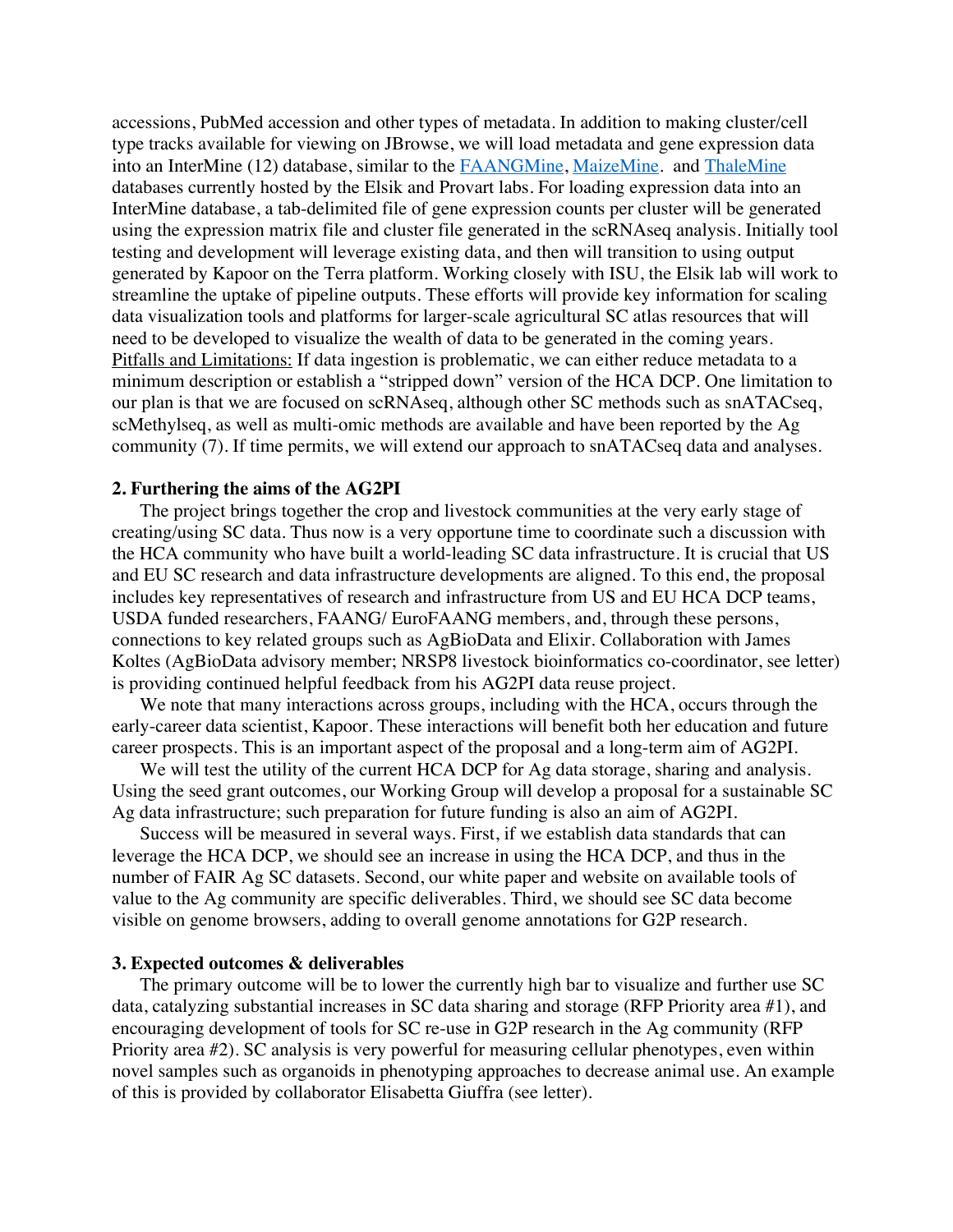accessions, PubMed accession and other types of metadata. In addition to making cluster/cell type tracks available for viewing on JBrowse, we will load metadata and gene expression data into an InterMine (12) database, similar to the [FAANGMine](), [MaizeMine](). and [ThaleMine]() databases currently hosted by the Elsik and Provart labs. For loading expression data into an InterMine database, a tab-delimited file of gene expression counts per cluster will be generated using the expression matrix file and cluster file generated in the scRNAseq analysis. Initially tool testing and development will leverage existing data, and then will transition to using output generated by Kapoor on the Terra platform. Working closely with ISU, the Elsik lab will work to streamline the uptake of pipeline outputs. These efforts will provide key information for scaling data visualization tools and platforms for larger-scale agricultural SC atlas resources that will need to be developed to visualize the wealth of data to be generated in the coming years.
Pitfalls and Limitations: If data ingestion is problematic, we can either reduce metadata to a minimum description or establish a "stripped down" version of the HCA DCP. One limitation to our plan is that we are focused on scRNAseq, although other SC methods such as snATACseq, scMethylseq, as well as multi-omic methods are available and have been reported by the Ag community (7). If time permits, we will extend our approach to snATACseq data and analyses.

### 2. Furthering the aims of the AG2PI

The project brings together the crop and livestock communities at the very early stage of creating/using SC data. Thus now is a very opportune time to coordinate such a discussion with the HCA community who have built a world-leading SC data infrastructure. It is crucial that US and EU SC research and data infrastructure developments are aligned. To this end, the proposal includes key representatives of research and infrastructure from US and EU HCA DCP teams, USDA funded researchers, FAANG/ EuroFAANG members, and, through these persons, connections to key related groups such as AgBioData and Elixir. Collaboration with James Koltes (AgBioData advisory member; NRSP8 livestock bioinformatics co-coordinator, see letter) is providing continued helpful feedback from his AG2PI data reuse project.

We note that many interactions across groups, including with the HCA, occurs through the early-career data scientist, Kapoor. These interactions will benefit both her education and future career prospects. This is an important aspect of the proposal and a long-term aim of AG2PI.

We will test the utility of the current HCA DCP for Ag data storage, sharing and analysis. Using the seed grant outcomes, our Working Group will develop a proposal for a sustainable SC Ag data infrastructure; such preparation for future funding is also an aim of AG2PI.

Success will be measured in several ways. First, if we establish data standards that can leverage the HCA DCP, we should see an increase in using the HCA DCP, and thus in the number of FAIR Ag SC datasets. Second, our white paper and website on available tools of value to the Ag community are specific deliverables. Third, we should see SC data become visible on genome browsers, adding to overall genome annotations for G2P research.

### 3. Expected outcomes & deliverables

The primary outcome will be to lower the currently high bar to visualize and further use SC data, catalyzing substantial increases in SC data sharing and storage (RFP Priority area #1), and encouraging development of tools for SC re-use in G2P research in the Ag community (RFP Priority area #2). SC analysis is very powerful for measuring cellular phenotypes, even within novel samples such as organoids in phenotyping approaches to decrease animal use. An example of this is provided by collaborator Elisabetta Giuffra (see letter).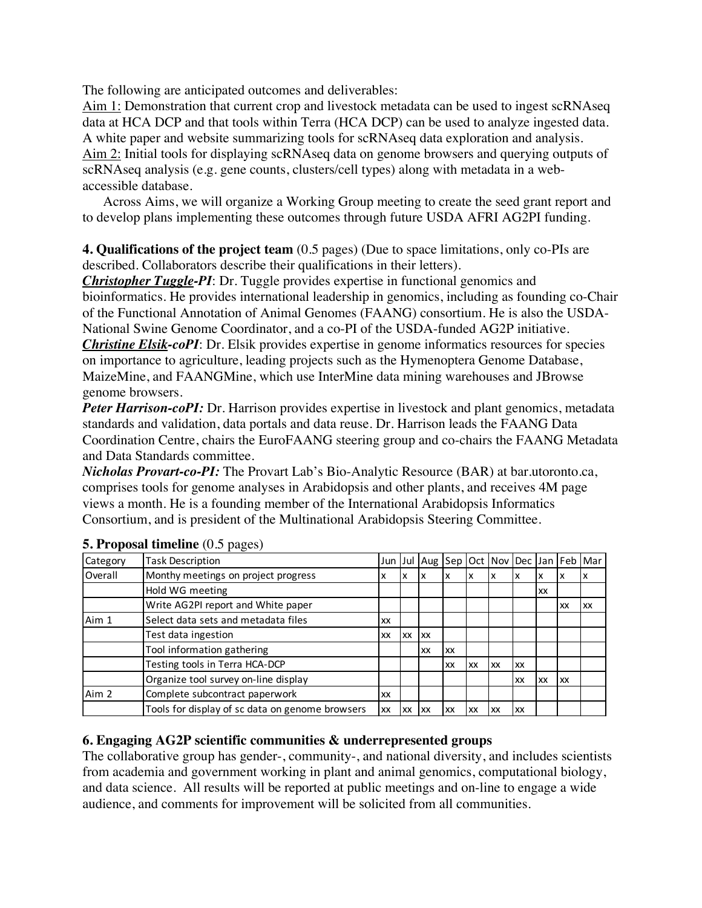The following are anticipated outcomes and deliverables:

<u>Aim 1:</u> Demonstration that current crop and livestock metadata can be used to ingest scRNAseq data at HCA DCP and that tools within Terra (HCA DCP) can be used to analyze ingested data. A white paper and website summarizing tools for scRNAseq data exploration and analysis.

<u>Aim 2:</u> Initial tools for displaying scRNAseq data on genome browsers and querying outputs of scRNAseq analysis (e.g. gene counts, clusters/cell types) along with metadata in a web-accessible database.

Across Aims, we will organize a Working Group meeting to create the seed grant report and to develop plans implementing these outcomes through future USDA AFRI AG2PI funding.

**4. Qualifications of the project team** (0.5 pages) (Due to space limitations, only co-PIs are described. Collaborators describe their qualifications in their letters).

***<u>Christopher Tuggle</u>-PI***: Dr. Tuggle provides expertise in functional genomics and bioinformatics. He provides international leadership in genomics, including as founding co-Chair of the Functional Annotation of Animal Genomes (FAANG) consortium. He is also the USDA-National Swine Genome Coordinator, and a co-PI of the USDA-funded AG2P initiative.

***<u>Christine Elsik</u>-coPI***: Dr. Elsik provides expertise in genome informatics resources for species on importance to agriculture, leading projects such as the Hymenoptera Genome Database, MaizeMine, and FAANGMine, which use InterMine data mining warehouses and JBrowse genome browsers.

***Peter Harrison-coPI:*** Dr. Harrison provides expertise in livestock and plant genomics, metadata standards and validation, data portals and data reuse. Dr. Harrison leads the FAANG Data Coordination Centre, chairs the EuroFAANG steering group and co-chairs the FAANG Metadata and Data Standards committee.

***Nicholas Provart-co-PI:*** The Provart Lab's Bio-Analytic Resource (BAR) at bar.utoronto.ca, comprises tools for genome analyses in Arabidopsis and other plants, and receives 4M page views a month. He is a founding member of the International Arabidopsis Informatics Consortium, and is president of the Multinational Arabidopsis Steering Committee.

**5. Proposal timeline** (0.5 pages)

| Category | Task Description | Jun | Jul | Aug | Sep | Oct | Nov | Dec | Jan | Feb | Mar |
|---|---|---|---|---|---|---|---|---|---|---|---|
| Overall | Monthy meetings on project progress | x | x | x | x | x | x | x | x | x | x |
| | Hold WG meeting | | | | | | | | xx | | |
| | Write AG2PI report and White paper | | | | | | | | | xx | xx |
| Aim 1 | Select data sets and metadata files | xx | | | | | | | | | |
| | Test data ingestion | xx | xx | xx | | | | | | | |
| | Tool information gathering | | | xx | xx | | | | | | |
| | Testing tools in Terra HCA-DCP | | | | xx | xx | xx | xx | | | |
| | Organize tool survey on-line display | | | | | | | xx | xx | xx | |
| Aim 2 | Complete subcontract paperwork | xx | | | | | | | | | |
| | Tools for display of sc data on genome browsers | xx | xx | xx | xx | xx | xx | xx | | | |

**6. Engaging AG2P scientific communities & underrepresented groups**

The collaborative group has gender-, community-, and national diversity, and includes scientists from academia and government working in plant and animal genomics, computational biology, and data science. All results will be reported at public meetings and on-line to engage a wide audience, and comments for improvement will be solicited from all communities.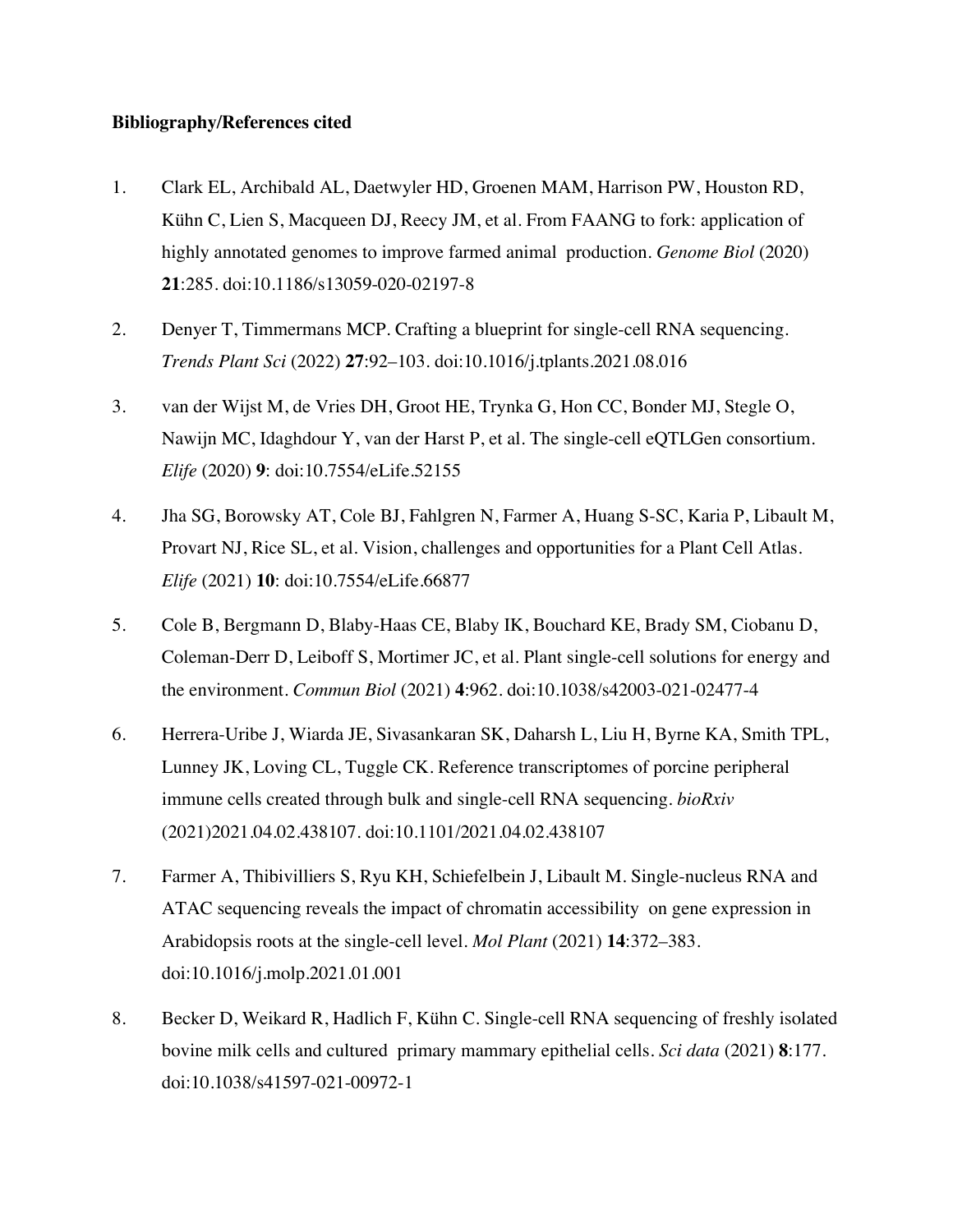**Bibliography/References cited**

1. Clark EL, Archibald AL, Daetwyler HD, Groenen MAM, Harrison PW, Houston RD, Kühn C, Lien S, Macqueen DJ, Reecy JM, et al. From FAANG to fork: application of highly annotated genomes to improve farmed animal production. *Genome Biol* (2020) **21**:285. doi:10.1186/s13059-020-02197-8

2. Denyer T, Timmermans MCP. Crafting a blueprint for single-cell RNA sequencing. *Trends Plant Sci* (2022) **27**:92–103. doi:10.1016/j.tplants.2021.08.016

3. van der Wijst M, de Vries DH, Groot HE, Trynka G, Hon CC, Bonder MJ, Stegle O, Nawijn MC, Idaghdour Y, van der Harst P, et al. The single-cell eQTLGen consortium. *Elife* (2020) **9**: doi:10.7554/eLife.52155

4. Jha SG, Borowsky AT, Cole BJ, Fahlgren N, Farmer A, Huang S-SC, Karia P, Libault M, Provart NJ, Rice SL, et al. Vision, challenges and opportunities for a Plant Cell Atlas. *Elife* (2021) **10**: doi:10.7554/eLife.66877

5. Cole B, Bergmann D, Blaby-Haas CE, Blaby IK, Bouchard KE, Brady SM, Ciobanu D, Coleman-Derr D, Leiboff S, Mortimer JC, et al. Plant single-cell solutions for energy and the environment. *Commun Biol* (2021) **4**:962. doi:10.1038/s42003-021-02477-4

6. Herrera-Uribe J, Wiarda JE, Sivasankaran SK, Daharsh L, Liu H, Byrne KA, Smith TPL, Lunney JK, Loving CL, Tuggle CK. Reference transcriptomes of porcine peripheral immune cells created through bulk and single-cell RNA sequencing. *bioRxiv* (2021)2021.04.02.438107. doi:10.1101/2021.04.02.438107

7. Farmer A, Thibivilliers S, Ryu KH, Schiefelbein J, Libault M. Single-nucleus RNA and ATAC sequencing reveals the impact of chromatin accessibility on gene expression in Arabidopsis roots at the single-cell level. *Mol Plant* (2021) **14**:372–383. doi:10.1016/j.molp.2021.01.001

8. Becker D, Weikard R, Hadlich F, Kühn C. Single-cell RNA sequencing of freshly isolated bovine milk cells and cultured primary mammary epithelial cells. *Sci data* (2021) **8**:177. doi:10.1038/s41597-021-00972-1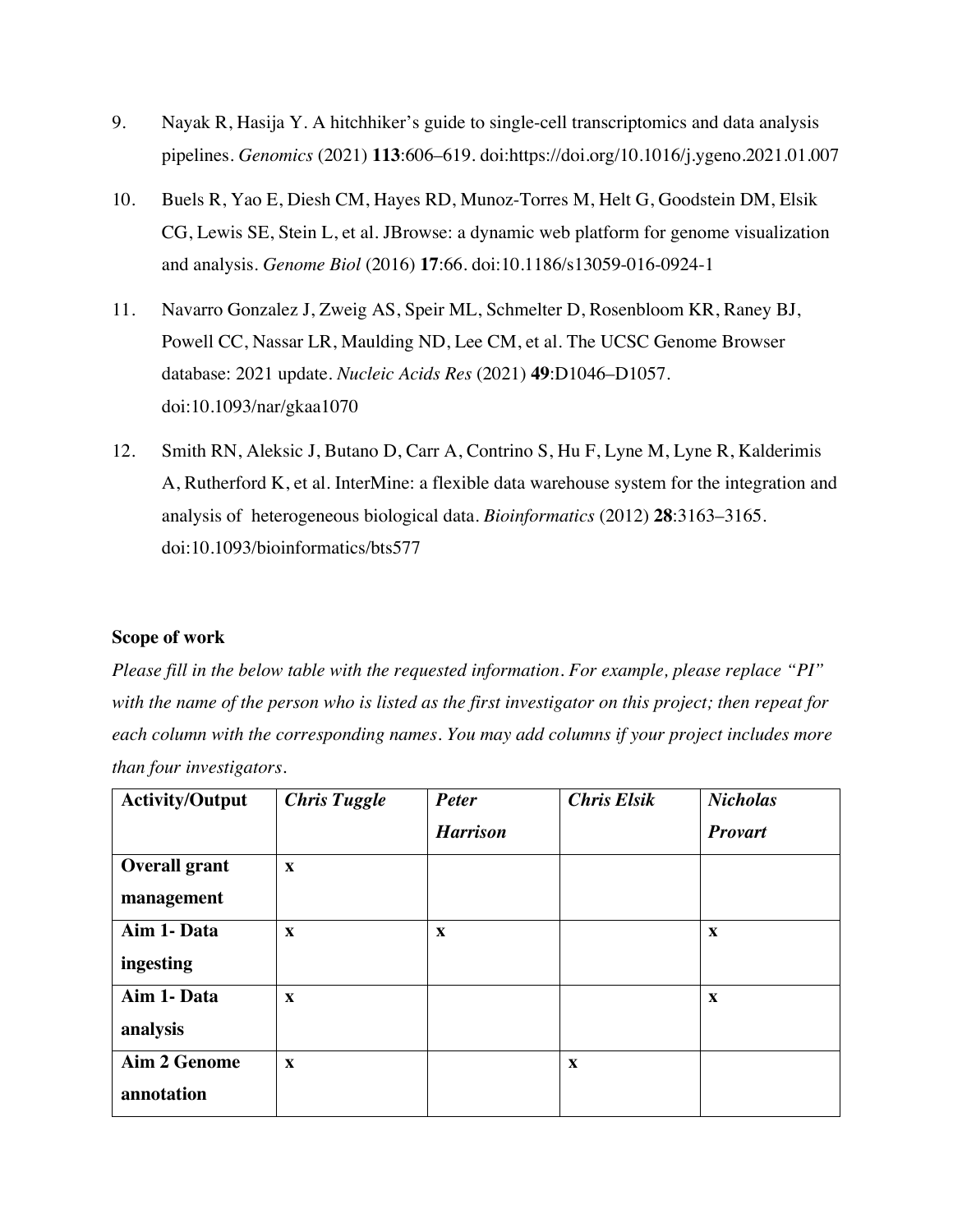9. Nayak R, Hasija Y. A hitchhiker's guide to single-cell transcriptomics and data analysis pipelines. *Genomics* (2021) **113**:606–619. doi:https://doi.org/10.1016/j.ygeno.2021.01.007

10. Buels R, Yao E, Diesh CM, Hayes RD, Munoz-Torres M, Helt G, Goodstein DM, Elsik CG, Lewis SE, Stein L, et al. JBrowse: a dynamic web platform for genome visualization and analysis. *Genome Biol* (2016) **17**:66. doi:10.1186/s13059-016-0924-1

11. Navarro Gonzalez J, Zweig AS, Speir ML, Schmelter D, Rosenbloom KR, Raney BJ, Powell CC, Nassar LR, Maulding ND, Lee CM, et al. The UCSC Genome Browser database: 2021 update. *Nucleic Acids Res* (2021) **49**:D1046–D1057. doi:10.1093/nar/gkaa1070

12. Smith RN, Aleksic J, Butano D, Carr A, Contrino S, Hu F, Lyne M, Lyne R, Kalderimis A, Rutherford K, et al. InterMine: a flexible data warehouse system for the integration and analysis of heterogeneous biological data. *Bioinformatics* (2012) **28**:3163–3165. doi:10.1093/bioinformatics/bts577

**Scope of work**

*Please fill in the below table with the requested information. For example, please replace "PI" with the name of the person who is listed as the first investigator on this project; then repeat for each column with the corresponding names. You may add columns if your project includes more than four investigators.*

| **Activity/Output** | ***Chris Tuggle*** | ***Peter Harrison*** | ***Chris Elsik*** | ***Nicholas Provart*** |
|---|---|---|---|---|
| **Overall grant management** | **x** | | | |
| **Aim 1- Data ingesting** | **x** | **x** | | **x** |
| **Aim 1- Data analysis** | **x** | | | **x** |
| **Aim 2 Genome annotation** | **x** | | **x** | |